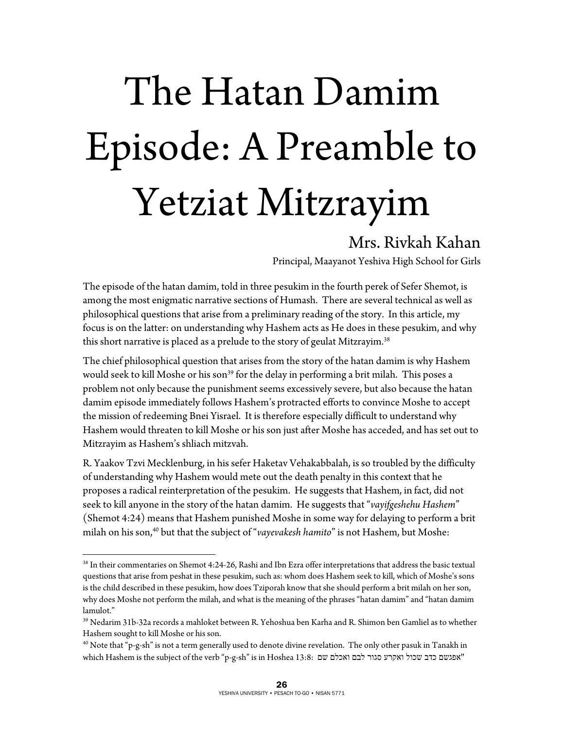# The Hatan Damim Episode: A Preamble to Yetziat Mitzrayim

Mrs. Rivkah Kahan

Principal, Maayanot Yeshiva High School for Girls

The episode of the hatan damim, told in three pesukim in the fourth perek of Sefer Shemot, is among the most enigmatic narrative sections of Humash. There are several technical as well as philosophical questions that arise from a preliminary reading of the story. In this article, my focus is on the latter: on understanding why Hashem acts as He does in these pesukim, and why this short narrative is placed as a prelude to the story of geulat Mitzrayim.[38]

The chief philosophical question that arises from the story of the hatan damim is why Hashem would seek to kill Moshe or his son[39] for the delay in performing a brit milah. This poses a problem not only because the punishment seems excessively severe, but also because the hatan damim episode immediately follows Hashem's protracted efforts to convince Moshe to accept the mission of redeeming Bnei Yisrael. It is therefore especially difficult to understand why Hashem would threaten to kill Moshe or his son just after Moshe has acceded, and has set out to Mitzrayim as Hashem's shliach mitzvah.

R. Yaakov Tzvi Mecklenburg, in his sefer Haketav Vehakabbalah, is so troubled by the difficulty of understanding why Hashem would mete out the death penalty in this context that he proposes a radical reinterpretation of the pesukim. He suggests that Hashem, in fact, did not seek to kill anyone in the story of the hatan damim. He suggests that "*vayifgeshehu Hashem*" (Shemot 4:24) means that Hashem punished Moshe in some way for delaying to perform a brit milah on his son,[40] but that the subject of "*vayevakesh hamito*" is not Hashem, but Moshe:

---

[38] In their commentaries on Shemot 4:24-26, Rashi and Ibn Ezra offer interpretations that address the basic textual questions that arise from peshat in these pesukim, such as: whom does Hashem seek to kill, which of Moshe's sons is the child described in these pesukim, how does Tziporah know that she should perform a brit milah on her son, why does Moshe not perform the milah, and what is the meaning of the phrases "hatan damim" and "hatan damim lamulot."

[39] Nedarim 31b-32a records a mahloket between R. Yehoshua ben Karha and R. Shimon ben Gamliel as to whether Hashem sought to kill Moshe or his son.

[40] Note that "p-g-sh" is not a term generally used to denote divine revelation. The only other pasuk in Tanakh in which Hashem is the subject of the verb "p-g-sh" is in Hoshea 13:8: "אפגשם כדב שכול ואקרע סגור לבם ואכלם שם"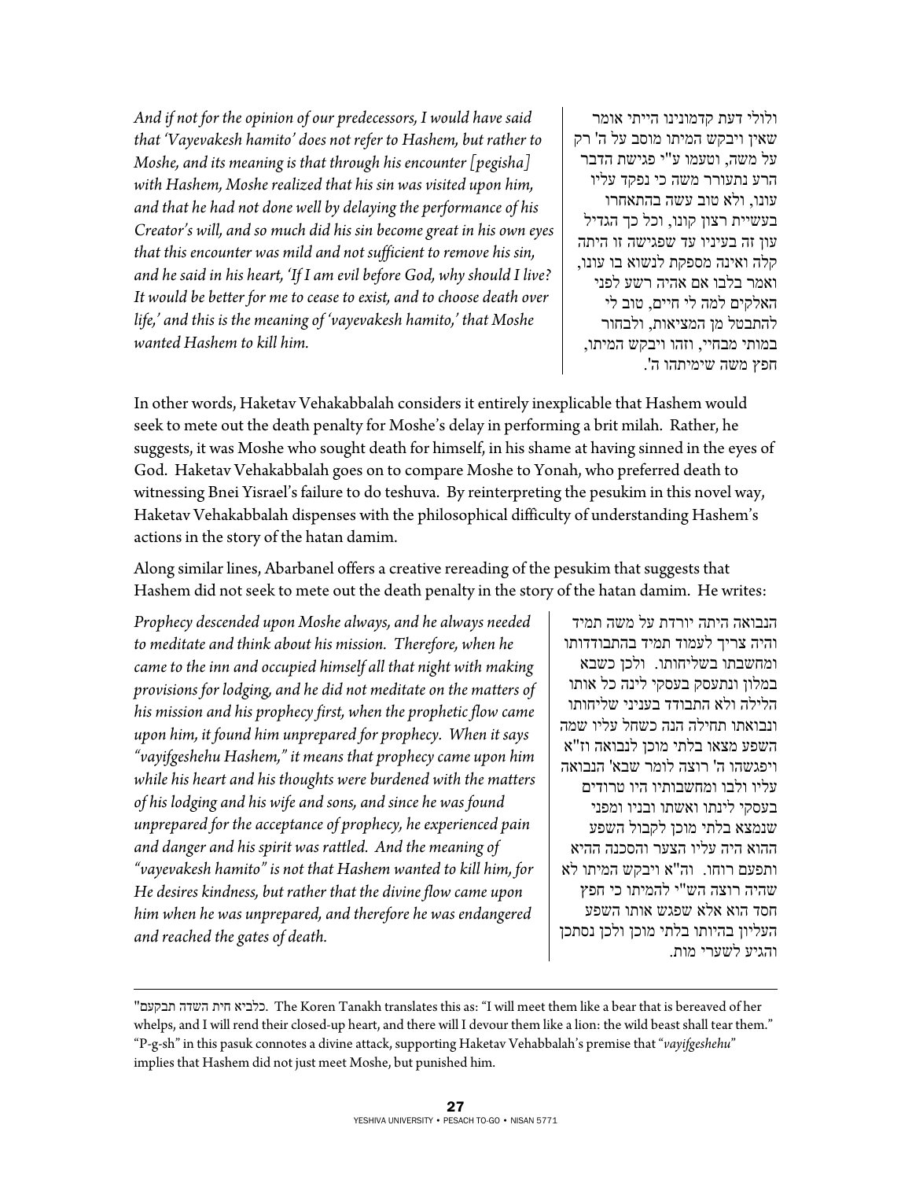*And if not for the opinion of our predecessors, I would have said that 'Vayevakesh hamito' does not refer to Hashem, but rather to Moshe, and its meaning is that through his encounter [pegisha] with Hashem, Moshe realized that his sin was visited upon him, and that he had not done well by delaying the performance of his Creator's will, and so much did his sin become great in his own eyes that this encounter was mild and not sufficient to remove his sin, and he said in his heart, 'If I am evil before God, why should I live? It would be better for me to cease to exist, and to choose death over life,' and this is the meaning of 'vayevakesh hamito,' that Moshe wanted Hashem to kill him.*

ולולי דעת קדמונינו הייתי אומר שאין ויבקש המיתו מוסב על ה' רק על משה, וטעמו ע"י פגישת הדבר הרע נתעורר משה כי נפקד עליו עונו, ולא טוב עשה בהתאחרו בעשיית רצון קונו, וכל כך הגדיל עון זה בעיניו עד שפגישה זו היתה קלה ואינה מספקת לנשוא בו עונו, ואמר בלבו אם אהיה רשע לפני האלקים למה לי חיים, טוב לי להתבטל מן המציאות, ולבחור במותי מבחיי, וזהו ויבקש המיתו, חפץ משה שימיתהו ה'.

In other words, Haketav Vehakabbalah considers it entirely inexplicable that Hashem would seek to mete out the death penalty for Moshe's delay in performing a brit milah. Rather, he suggests, it was Moshe who sought death for himself, in his shame at having sinned in the eyes of God. Haketav Vehakabbalah goes on to compare Moshe to Yonah, who preferred death to witnessing Bnei Yisrael's failure to do teshuva. By reinterpreting the pesukim in this novel way, Haketav Vehakabbalah dispenses with the philosophical difficulty of understanding Hashem's actions in the story of the hatan damim.

Along similar lines, Abarbanel offers a creative rereading of the pesukim that suggests that Hashem did not seek to mete out the death penalty in the story of the hatan damim. He writes:

*Prophecy descended upon Moshe always, and he always needed to meditate and think about his mission. Therefore, when he came to the inn and occupied himself all that night with making provisions for lodging, and he did not meditate on the matters of his mission and his prophecy first, when the prophetic flow came upon him, it found him unprepared for prophecy. When it says "vayifgeshehu Hashem," it means that prophecy came upon him while his heart and his thoughts were burdened with the matters of his lodging and his wife and sons, and since he was found unprepared for the acceptance of prophecy, he experienced pain and danger and his spirit was rattled. And the meaning of "vayevakesh hamito" is not that Hashem wanted to kill him, for He desires kindness, but rather that the divine flow came upon him when he was unprepared, and therefore he was endangered and reached the gates of death.*

הנבואה היתה יורדת על משה תמיד והיה צריך לעמוד תמיד בהתבודדותו ומחשבתו בשליחותו. ולכן כשבא במלון ונתעסק בעסקי לינה כל אותו הלילה ולא התבודד בעניני שליחותו ונבואתו תחילה הנה כשחל עליו שמה השפע מצאו בלתי מוכן לנבואה וז"א ויפגשהו ה' רוצה לומר שבא' הנבואה עליו ולבו ומחשבותיו היו טרודים בעסקי לינתו ואשתו ובניו ומפני שנמצא בלתי מוכן לקבול השפע ההוא היה עליו הצער והסכנה ההיא ותפעם רוחו. וה"א ויבקש המיתו לא שהיה רוצה הש"י להמיתו כי חפץ חסד הוא אלא שפגש אותו השפע העליון בהיותו בלתי מוכן ולכן נסתכן והגיע לשערי מות.

---

"כלביא חית השדה תבקעם. The Koren Tanakh translates this as: "I will meet them like a bear that is bereaved of her whelps, and I will rend their closed-up heart, and there will I devour them like a lion: the wild beast shall tear them." "P-g-sh" in this pasuk connotes a divine attack, supporting Haketav Vehabbalah's premise that "*vayifgeshehu*" implies that Hashem did not just meet Moshe, but punished him.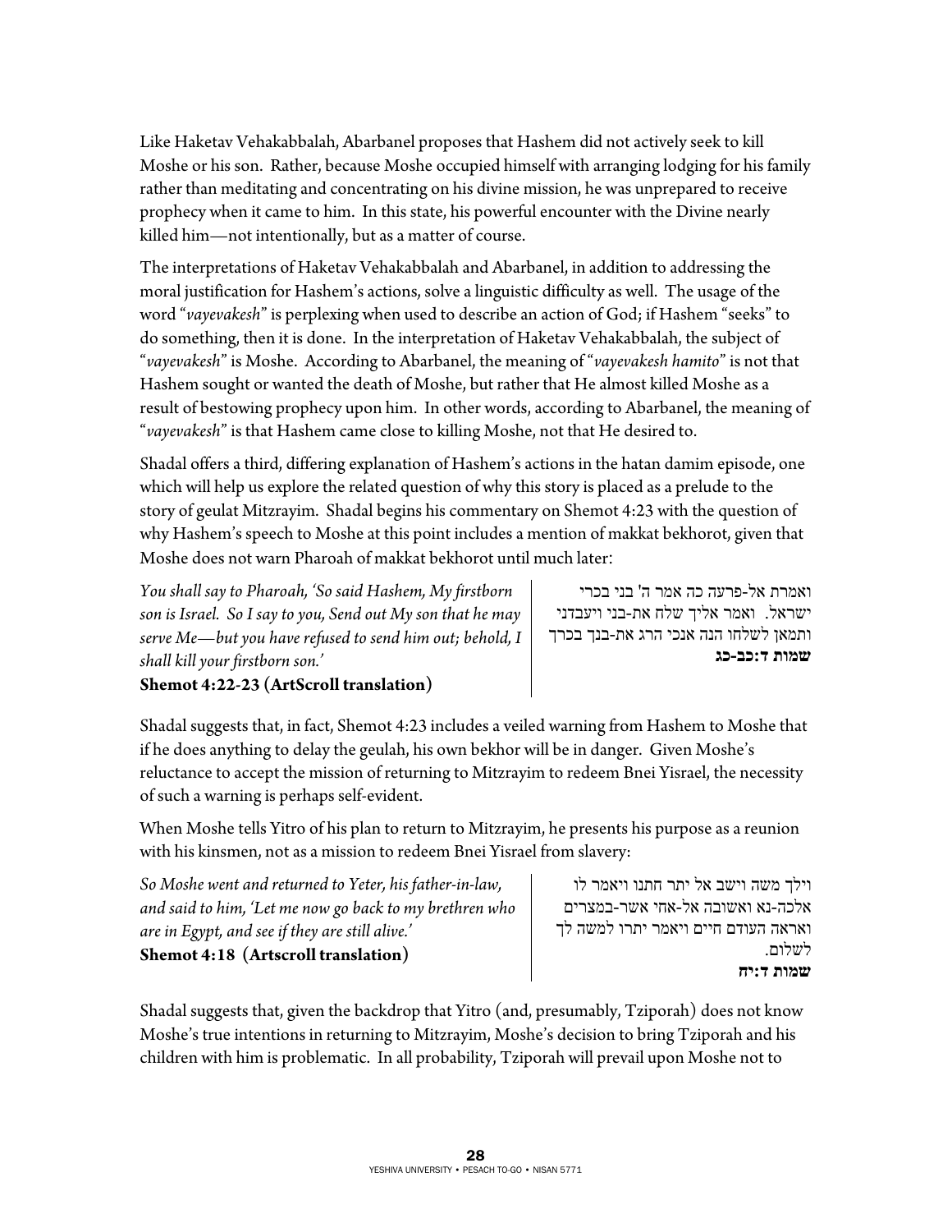Like Haketav Vehakabbalah, Abarbanel proposes that Hashem did not actively seek to kill Moshe or his son. Rather, because Moshe occupied himself with arranging lodging for his family rather than meditating and concentrating on his divine mission, he was unprepared to receive prophecy when it came to him. In this state, his powerful encounter with the Divine nearly killed him—not intentionally, but as a matter of course.

The interpretations of Haketav Vehakabbalah and Abarbanel, in addition to addressing the moral justification for Hashem's actions, solve a linguistic difficulty as well. The usage of the word "*vayevakesh*" is perplexing when used to describe an action of God; if Hashem "seeks" to do something, then it is done. In the interpretation of Haketav Vehakabbalah, the subject of "*vayevakesh*" is Moshe. According to Abarbanel, the meaning of "*vayevakesh hamito*" is not that Hashem sought or wanted the death of Moshe, but rather that He almost killed Moshe as a result of bestowing prophecy upon him. In other words, according to Abarbanel, the meaning of "*vayevakesh*" is that Hashem came close to killing Moshe, not that He desired to.

Shadal offers a third, differing explanation of Hashem's actions in the hatan damim episode, one which will help us explore the related question of why this story is placed as a prelude to the story of geulat Mitzrayim. Shadal begins his commentary on Shemot 4:23 with the question of why Hashem's speech to Moshe at this point includes a mention of makkat bekhorot, given that Moshe does not warn Pharoah of makkat bekhorot until much later:

*You shall say to Pharoah, 'So said Hashem, My firstborn son is Israel. So I say to you, Send out My son that he may serve Me—but you have refused to send him out; behold, I shall kill your firstborn son.'*
**Shemot 4:22-23 (ArtScroll translation)**

ואמרת אל-פרעה כה אמר ה' בני בכרי ישראל. ואמר אליך שלח את-בני ויעבדני ותמאן לשלחו הנה אנכי הרג את-בנך בכרך
**שמות ד:כב-כג**

Shadal suggests that, in fact, Shemot 4:23 includes a veiled warning from Hashem to Moshe that if he does anything to delay the geulah, his own bekhor will be in danger. Given Moshe's reluctance to accept the mission of returning to Mitzrayim to redeem Bnei Yisrael, the necessity of such a warning is perhaps self-evident.

When Moshe tells Yitro of his plan to return to Mitzrayim, he presents his purpose as a reunion with his kinsmen, not as a mission to redeem Bnei Yisrael from slavery:

*So Moshe went and returned to Yeter, his father-in-law, and said to him, 'Let me now go back to my brethren who are in Egypt, and see if they are still alive.'*
**Shemot 4:18 (Artscroll translation)**

וילך משה וישב אל יתר חתנו ויאמר לו אלכה-נא ואשובה אל-אחי אשר-במצרים ואראה העודם חיים ויאמר יתרו למשה לך לשלום.
**שמות ד:יח**

Shadal suggests that, given the backdrop that Yitro (and, presumably, Tziporah) does not know Moshe's true intentions in returning to Mitzrayim, Moshe's decision to bring Tziporah and his children with him is problematic. In all probability, Tziporah will prevail upon Moshe not to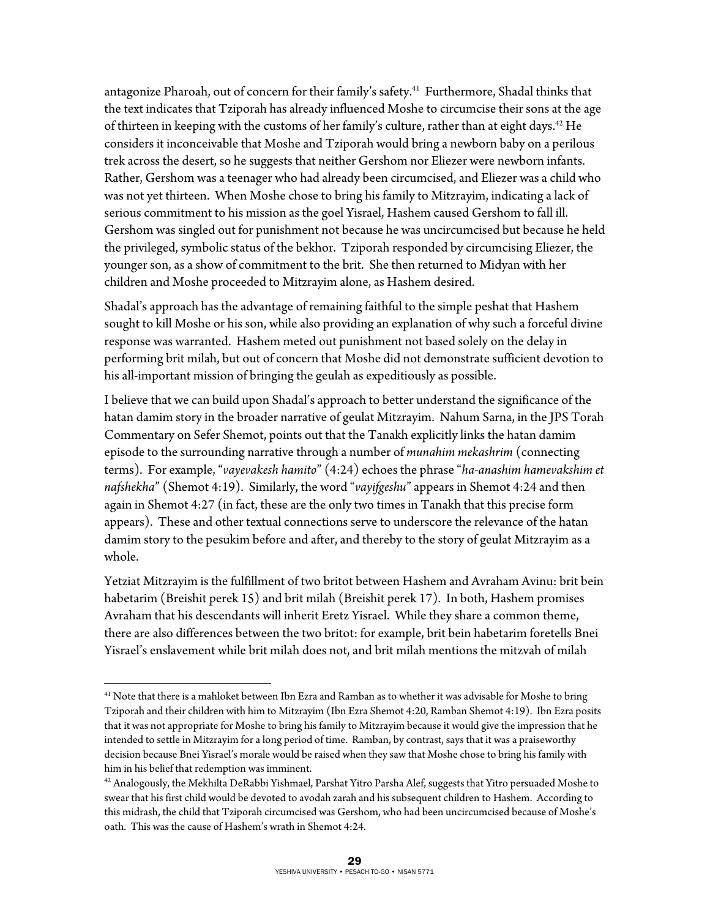antagonize Pharoah, out of concern for their family's safety.[41] Furthermore, Shadal thinks that the text indicates that Tziporah has already influenced Moshe to circumcise their sons at the age of thirteen in keeping with the customs of her family's culture, rather than at eight days.[42] He considers it inconceivable that Moshe and Tziporah would bring a newborn baby on a perilous trek across the desert, so he suggests that neither Gershom nor Eliezer were newborn infants. Rather, Gershom was a teenager who had already been circumcised, and Eliezer was a child who was not yet thirteen. When Moshe chose to bring his family to Mitzrayim, indicating a lack of serious commitment to his mission as the goel Yisrael, Hashem caused Gershom to fall ill. Gershom was singled out for punishment not because he was uncircumcised but because he held the privileged, symbolic status of the bekhor. Tziporah responded by circumcising Eliezer, the younger son, as a show of commitment to the brit. She then returned to Midyan with her children and Moshe proceeded to Mitzrayim alone, as Hashem desired.

Shadal's approach has the advantage of remaining faithful to the simple peshat that Hashem sought to kill Moshe or his son, while also providing an explanation of why such a forceful divine response was warranted. Hashem meted out punishment not based solely on the delay in performing brit milah, but out of concern that Moshe did not demonstrate sufficient devotion to his all-important mission of bringing the geulah as expeditiously as possible.

I believe that we can build upon Shadal's approach to better understand the significance of the hatan damim story in the broader narrative of geulat Mitzrayim. Nahum Sarna, in the JPS Torah Commentary on Sefer Shemot, points out that the Tanakh explicitly links the hatan damim episode to the surrounding narrative through a number of *munahim mekashrim* (connecting terms). For example, "*vayevakesh hamito*" (4:24) echoes the phrase "*ha-anashim hamevakshim et nafshekha*" (Shemot 4:19). Similarly, the word "*vayifgeshu*" appears in Shemot 4:24 and then again in Shemot 4:27 (in fact, these are the only two times in Tanakh that this precise form appears). These and other textual connections serve to underscore the relevance of the hatan damim story to the pesukim before and after, and thereby to the story of geulat Mitzrayim as a whole.

Yetziat Mitzrayim is the fulfillment of two britot between Hashem and Avraham Avinu: brit bein habetarim (Breishit perek 15) and brit milah (Breishit perek 17). In both, Hashem promises Avraham that his descendants will inherit Eretz Yisrael. While they share a common theme, there are also differences between the two britot: for example, brit bein habetarim foretells Bnei Yisrael's enslavement while brit milah does not, and brit milah mentions the mitzvah of milah

---

[41] Note that there is a mahloket between Ibn Ezra and Ramban as to whether it was advisable for Moshe to bring Tziporah and their children with him to Mitzrayim (Ibn Ezra Shemot 4:20, Ramban Shemot 4:19). Ibn Ezra posits that it was not appropriate for Moshe to bring his family to Mitzrayim because it would give the impression that he intended to settle in Mitzrayim for a long period of time. Ramban, by contrast, says that it was a praiseworthy decision because Bnei Yisrael's morale would be raised when they saw that Moshe chose to bring his family with him in his belief that redemption was imminent.

[42] Analogously, the Mekhilta DeRabbi Yishmael, Parshat Yitro Parsha Alef, suggests that Yitro persuaded Moshe to swear that his first child would be devoted to avodah zarah and his subsequent children to Hashem. According to this midrash, the child that Tziporah circumcised was Gershom, who had been uncircumcised because of Moshe's oath. This was the cause of Hashem's wrath in Shemot 4:24.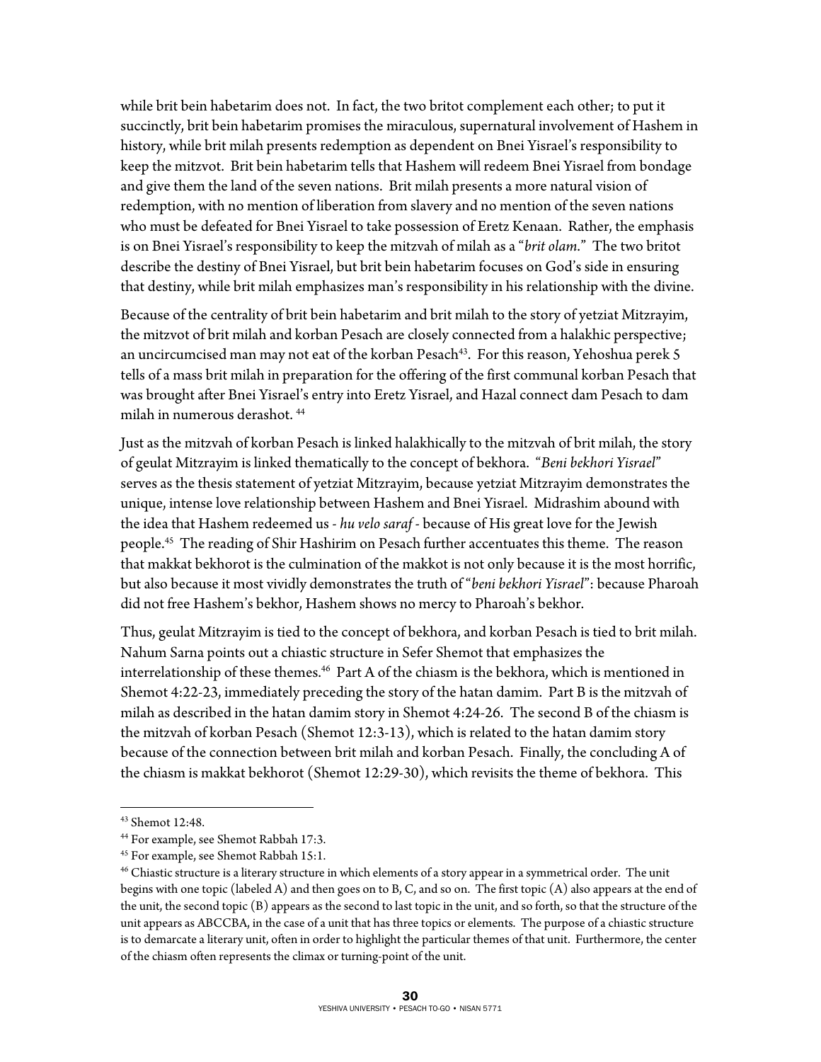while brit bein habetarim does not. In fact, the two britot complement each other; to put it succinctly, brit bein habetarim promises the miraculous, supernatural involvement of Hashem in history, while brit milah presents redemption as dependent on Bnei Yisrael's responsibility to keep the mitzvot. Brit bein habetarim tells that Hashem will redeem Bnei Yisrael from bondage and give them the land of the seven nations. Brit milah presents a more natural vision of redemption, with no mention of liberation from slavery and no mention of the seven nations who must be defeated for Bnei Yisrael to take possession of Eretz Kenaan. Rather, the emphasis is on Bnei Yisrael's responsibility to keep the mitzvah of milah as a "*brit olam*." The two britot describe the destiny of Bnei Yisrael, but brit bein habetarim focuses on God's side in ensuring that destiny, while brit milah emphasizes man's responsibility in his relationship with the divine.

Because of the centrality of brit bein habetarim and brit milah to the story of yetziat Mitzrayim, the mitzvot of brit milah and korban Pesach are closely connected from a halakhic perspective; an uncircumcised man may not eat of the korban Pesach[43]. For this reason, Yehoshua perek 5 tells of a mass brit milah in preparation for the offering of the first communal korban Pesach that was brought after Bnei Yisrael's entry into Eretz Yisrael, and Hazal connect dam Pesach to dam milah in numerous derashot. [44]

Just as the mitzvah of korban Pesach is linked halakhically to the mitzvah of brit milah, the story of geulat Mitzrayim is linked thematically to the concept of bekhora. "*Beni bekhori Yisrael*" serves as the thesis statement of yetziat Mitzrayim, because yetziat Mitzrayim demonstrates the unique, intense love relationship between Hashem and Bnei Yisrael. Midrashim abound with the idea that Hashem redeemed us - *hu velo saraf* - because of His great love for the Jewish people.[45] The reading of Shir Hashirim on Pesach further accentuates this theme. The reason that makkat bekhorot is the culmination of the makkot is not only because it is the most horrific, but also because it most vividly demonstrates the truth of "*beni bekhori Yisrael*": because Pharoah did not free Hashem's bekhor, Hashem shows no mercy to Pharoah's bekhor.

Thus, geulat Mitzrayim is tied to the concept of bekhora, and korban Pesach is tied to brit milah. Nahum Sarna points out a chiastic structure in Sefer Shemot that emphasizes the interrelationship of these themes.[46] Part A of the chiasm is the bekhora, which is mentioned in Shemot 4:22-23, immediately preceding the story of the hatan damim. Part B is the mitzvah of milah as described in the hatan damim story in Shemot 4:24-26. The second B of the chiasm is the mitzvah of korban Pesach (Shemot 12:3-13), which is related to the hatan damim story because of the connection between brit milah and korban Pesach. Finally, the concluding A of the chiasm is makkat bekhorot (Shemot 12:29-30), which revisits the theme of bekhora. This

---

[43] Shemot 12:48.

[44] For example, see Shemot Rabbah 17:3.

[45] For example, see Shemot Rabbah 15:1.

[46] Chiastic structure is a literary structure in which elements of a story appear in a symmetrical order. The unit begins with one topic (labeled A) and then goes on to B, C, and so on. The first topic (A) also appears at the end of the unit, the second topic (B) appears as the second to last topic in the unit, and so forth, so that the structure of the unit appears as ABCCBA, in the case of a unit that has three topics or elements. The purpose of a chiastic structure is to demarcate a literary unit, often in order to highlight the particular themes of that unit. Furthermore, the center of the chiasm often represents the climax or turning-point of the unit.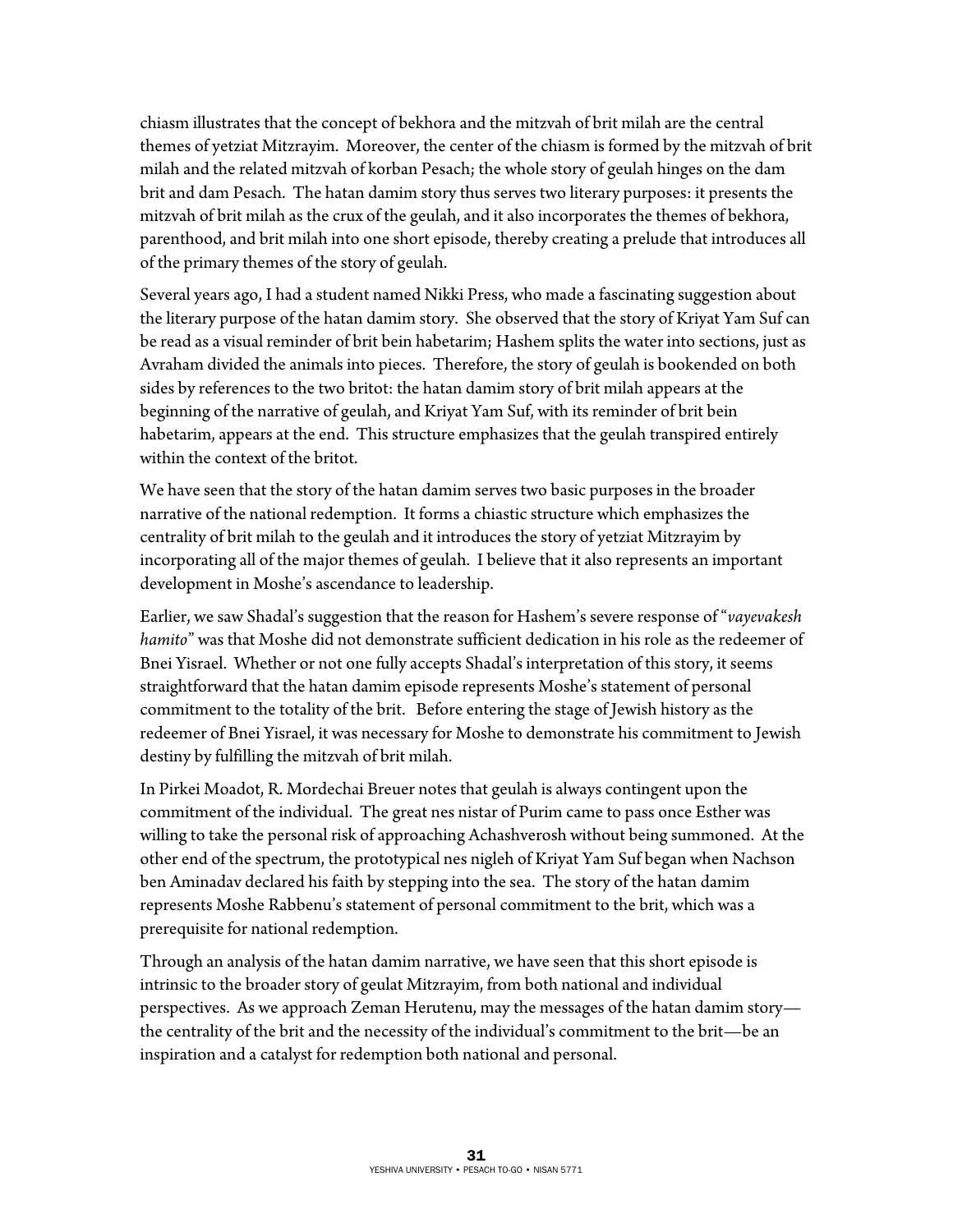chiasm illustrates that the concept of bekhora and the mitzvah of brit milah are the central themes of yetziat Mitzrayim. Moreover, the center of the chiasm is formed by the mitzvah of brit milah and the related mitzvah of korban Pesach; the whole story of geulah hinges on the dam brit and dam Pesach. The hatan damim story thus serves two literary purposes: it presents the mitzvah of brit milah as the crux of the geulah, and it also incorporates the themes of bekhora, parenthood, and brit milah into one short episode, thereby creating a prelude that introduces all of the primary themes of the story of geulah.

Several years ago, I had a student named Nikki Press, who made a fascinating suggestion about the literary purpose of the hatan damim story. She observed that the story of Kriyat Yam Suf can be read as a visual reminder of brit bein habetarim; Hashem splits the water into sections, just as Avraham divided the animals into pieces. Therefore, the story of geulah is bookended on both sides by references to the two britot: the hatan damim story of brit milah appears at the beginning of the narrative of geulah, and Kriyat Yam Suf, with its reminder of brit bein habetarim, appears at the end. This structure emphasizes that the geulah transpired entirely within the context of the britot.

We have seen that the story of the hatan damim serves two basic purposes in the broader narrative of the national redemption. It forms a chiastic structure which emphasizes the centrality of brit milah to the geulah and it introduces the story of yetziat Mitzrayim by incorporating all of the major themes of geulah. I believe that it also represents an important development in Moshe's ascendance to leadership.

Earlier, we saw Shadal's suggestion that the reason for Hashem's severe response of "*vayevakesh hamito*" was that Moshe did not demonstrate sufficient dedication in his role as the redeemer of Bnei Yisrael. Whether or not one fully accepts Shadal's interpretation of this story, it seems straightforward that the hatan damim episode represents Moshe's statement of personal commitment to the totality of the brit. Before entering the stage of Jewish history as the redeemer of Bnei Yisrael, it was necessary for Moshe to demonstrate his commitment to Jewish destiny by fulfilling the mitzvah of brit milah.

In Pirkei Moadot, R. Mordechai Breuer notes that geulah is always contingent upon the commitment of the individual. The great nes nistar of Purim came to pass once Esther was willing to take the personal risk of approaching Achashverosh without being summoned. At the other end of the spectrum, the prototypical nes nigleh of Kriyat Yam Suf began when Nachson ben Aminadav declared his faith by stepping into the sea. The story of the hatan damim represents Moshe Rabbenu's statement of personal commitment to the brit, which was a prerequisite for national redemption.

Through an analysis of the hatan damim narrative, we have seen that this short episode is intrinsic to the broader story of geulat Mitzrayim, from both national and individual perspectives. As we approach Zeman Herutenu, may the messages of the hatan damim story—the centrality of the brit and the necessity of the individual's commitment to the brit—be an inspiration and a catalyst for redemption both national and personal.